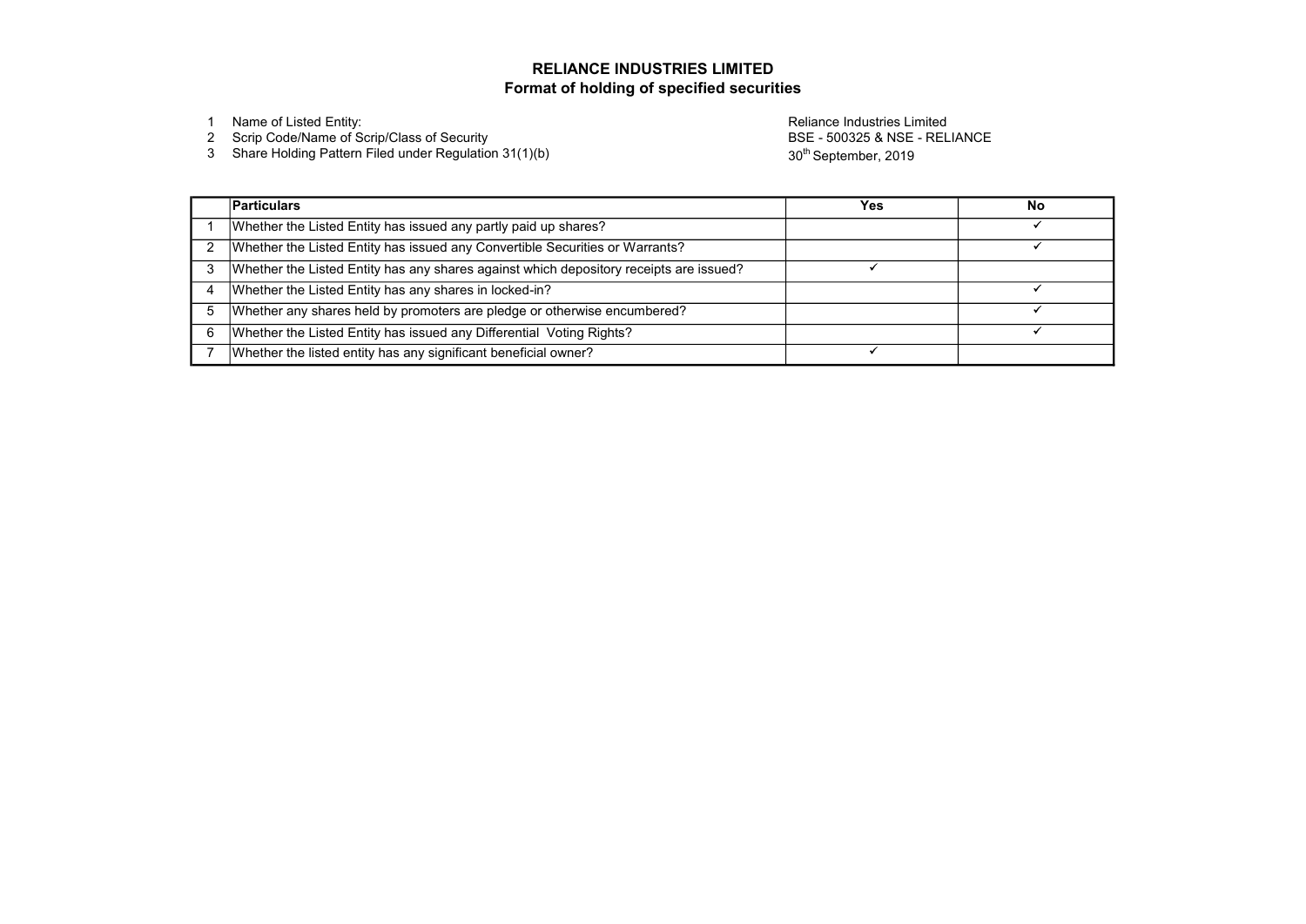# RELIANCE INDUSTRIES LIMITED

## Format of holding of specified securities

| | | |
|---|---|---|
| 1 | Name of Listed Entity: | Reliance Industries Limited |
| 2 | Scrip Code/Name of Scrip/Class of Security | BSE - 500325 & NSE - RELIANCE |
| 3 | Share Holding Pattern Filed under Regulation 31(1)(b) | 30th September, 2019 |

| | Particulars | Yes | No |
|---|---|---|---|
| 1 | Whether the Listed Entity has issued any partly paid up shares? | | ✓ |
| 2 | Whether the Listed Entity has issued any Convertible Securities or Warrants? | | ✓ |
| 3 | Whether the Listed Entity has any shares against which depository receipts are issued? | ✓ | |
| 4 | Whether the Listed Entity has any shares in locked-in? | | ✓ |
| 5 | Whether any shares held by promoters are pledge or otherwise encumbered? | | ✓ |
| 6 | Whether the Listed Entity has issued any Differential Voting Rights? | | ✓ |
| 7 | Whether the listed entity has any significant beneficial owner? | ✓ | |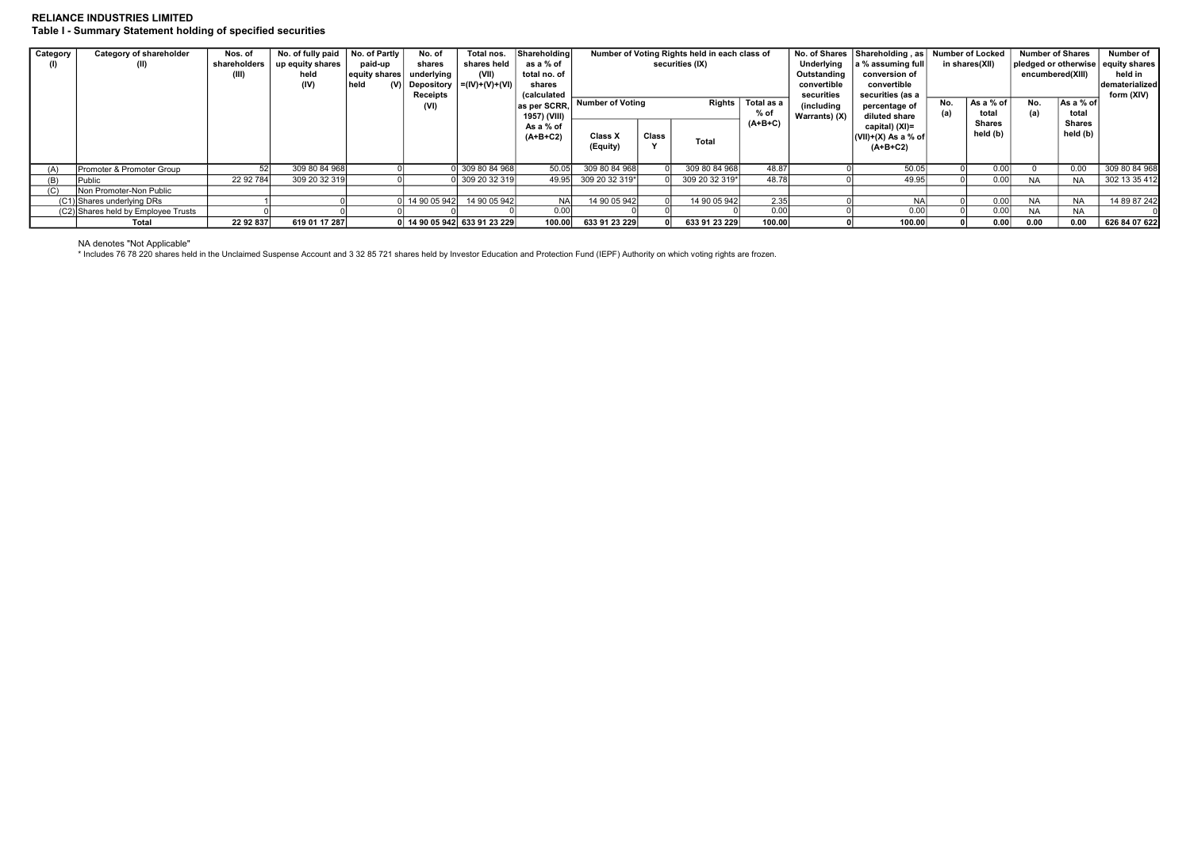**RELIANCE INDUSTRIES LIMITED**

**Table I - Summary Statement holding of specified securities**

| Category (I) | Category of shareholder (II) | Nos. of shareholders (III) | No. of fully paid up equity shares held (IV) | No. of Partly paid-up equity shares held (V) | No. of shares underlying Depository Receipts (VI) | Total nos. shares held (VII) =(IV)+(V)+(VI) | Shareholding as a % of total no. of shares (calculated as per SCRR, 1957) (VIII) As a % of (A+B+C2) | Number of Voting Rights held in each class of securities (IX) | | | | No. of Shares Underlying Outstanding convertible securities (including Warrants) (X) | Shareholding , as a % assuming full conversion of convertible securities (as a percentage of diluted share capital) (XI)= (VII)+(X) As a % of (A+B+C2) | Number of Locked in shares(XII) | | Number of Shares pledged or otherwise encumbered(XIII) | | Number of equity shares held in dematerialized form (XIV) |
|---|---|---|---|---|---|---|---|---|---|---|---|---|---|---|---|---|---|---|
| | | | | | | | | Number of Voting Rights | | | Total as a % of (A+B+C) | | | No. (a) | As a % of total Shares held (b) | No. (a) | As a % of total Shares held (b) | |
| | | | | | | | | Class X (Equity) | Class Y | Total | | | | | | | | |
| (A) | Promoter & Promoter Group | 52 | 309 80 84 968 | 0 | 0 | 309 80 84 968 | 50.05 | 309 80 84 968 | 0 | 309 80 84 968 | 48.87 | 0 | 50.05 | 0 | 0.00 | 0 | 0.00 | 309 80 84 968 |
| (B) | Public | 22 92 784 | 309 20 32 319 | 0 | 0 | 309 20 32 319 | 49.95 | 309 20 32 319* | 0 | 309 20 32 319* | 48.78 | 0 | 49.95 | 0 | 0.00 | NA | NA | 302 13 35 412 |
| (C) | Non Promoter-Non Public | | | | | | | | | | | | | | | | | |
| (C1) | Shares underlying DRs | 1 | 0 | 0 | 14 90 05 942 | 14 90 05 942 | NA | 14 90 05 942 | 0 | 14 90 05 942 | 2.35 | 0 | NA | 0 | 0.00 | NA | NA | 14 89 87 242 |
| (C2) | Shares held by Employee Trusts | 0 | 0 | 0 | 0 | 0 | 0.00 | 0 | 0 | 0 | 0.00 | 0 | 0.00 | 0 | 0.00 | NA | NA | 0 |
| | **Total** | **22 92 837** | **619 01 17 287** | **0** | **14 90 05 942** | **633 91 23 229** | **100.00** | **633 91 23 229** | **0** | **633 91 23 229** | **100.00** | **0** | **100.00** | **0** | **0.00** | **0.00** | **0.00** | **626 84 07 622** |

NA denotes "Not Applicable"

* Includes 76 78 220 shares held in the Unclaimed Suspense Account and 3 32 85 721 shares held by Investor Education and Protection Fund (IEPF) Authority on which voting rights are frozen.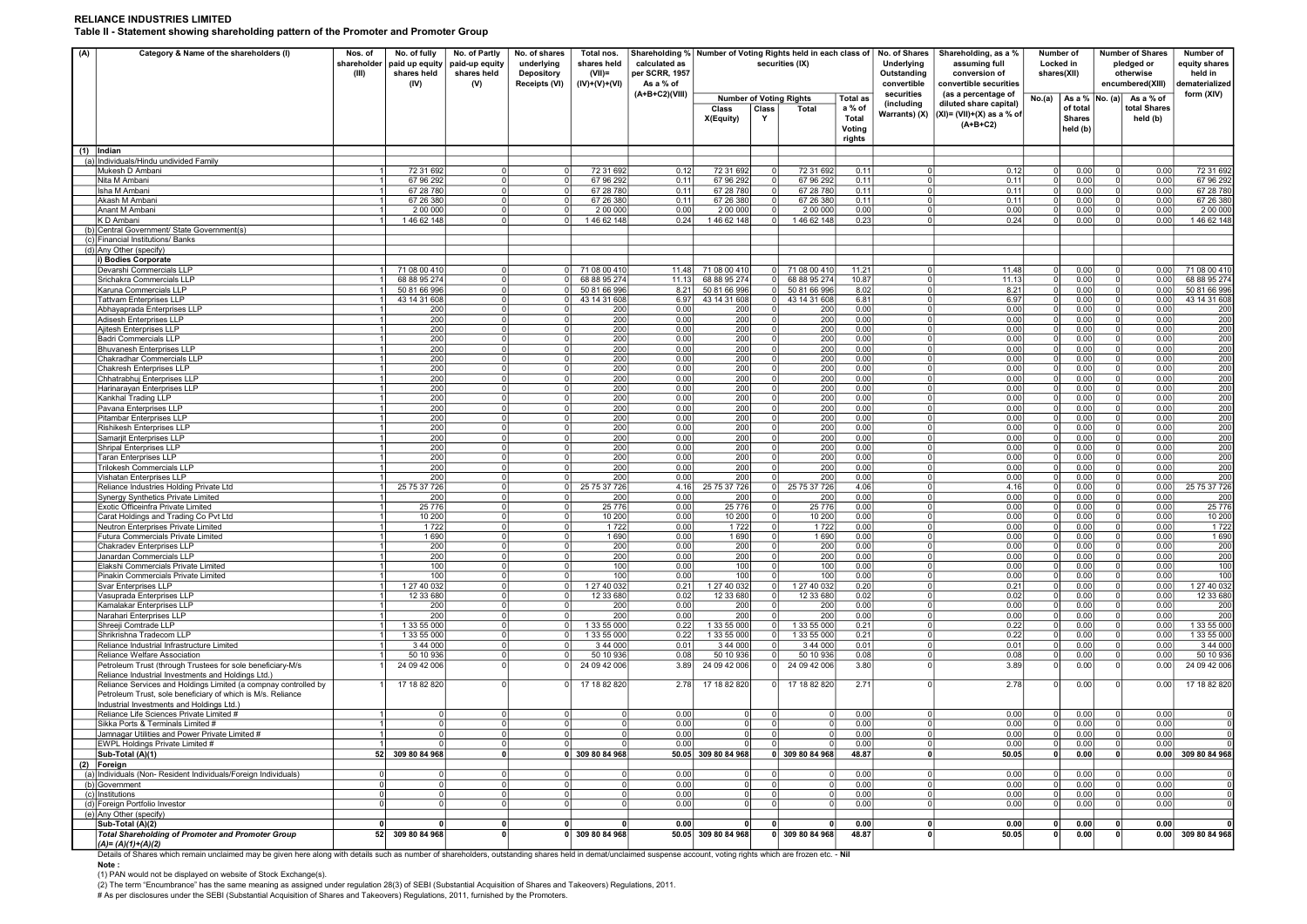**RELIANCE INDUSTRIES LIMITED**

**Table II - Statement showing shareholding pattern of the Promoter and Promoter Group**

| (A) | Category & Name of the shareholders (I) | Nos. of shareholder (III) | No. of fully paid up equity shares held (IV) | No. of Partly paid-up equity shares held (V) | No. of shares underlying Depository Receipts (VI) | Total nos. shares held (VII)= (IV)+(V)+(VI) | Shareholding % calculated as per SCRR, 1957 As a % of (A+B+C2)(VIII) | Number of Voting Rights held in each class of securities (IX) | | | | No. of Shares Underlying Outstanding convertible securities (including Warrants) (X) | Shareholding, as a % assuming full conversion of convertible securities (as a percentage of diluted share capital) (XI)= (VII)+(X) as a % of (A+B+C2) | Number of Locked in shares(XII) | | Number of Shares pledged or otherwise encumbered(XIII) | | Number of equity shares held in dematerialized form (XIV) |
|---|---|---|---|---|---|---|---|---|---|---|---|---|---|---|---|---|---|---|
| | | | | | | | | Number of Voting Rights | | | Total as a % of Total Voting rights | | | No.(a) | As a % of total Shares held (b) | No. (a) | As a % of total Shares held (b) | |
| | | | | | | | | Class X(Equity) | Class Y | Total | | | | | | | | |
| (1) | **Indian** | | | | | | | | | | | | | | | | | |
| (a) | Individuals/Hindu undivided Family | | | | | | | | | | | | | | | | | |
| | Mukesh D Ambani | 1 | 72 31 692 | 0 | 0 | 72 31 692 | 0.12 | 72 31 692 | 0 | 72 31 692 | 0.11 | 0 | 0.12 | 0 | 0.00 | 0 | 0.00 | 72 31 692 |
| | Nita M Ambani | 1 | 67 96 292 | 0 | 0 | 67 96 292 | 0.11 | 67 96 292 | 0 | 67 96 292 | 0.11 | 0 | 0.11 | 0 | 0.00 | 0 | 0.00 | 67 96 292 |
| | Isha M Ambani | 1 | 67 28 780 | 0 | 0 | 67 28 780 | 0.11 | 67 28 780 | 0 | 67 28 780 | 0.11 | 0 | 0.11 | 0 | 0.00 | 0 | 0.00 | 67 28 780 |
| | Akash M Ambani | 1 | 67 26 380 | 0 | 0 | 67 26 380 | 0.11 | 67 26 380 | 0 | 67 26 380 | 0.11 | 0 | 0.11 | 0 | 0.00 | 0 | 0.00 | 67 26 380 |
| | Anant M Ambani | 1 | 2 00 000 | 0 | 0 | 2 00 000 | 0.00 | 2 00 000 | 0 | 2 00 000 | 0.00 | 0 | 0.00 | 0 | 0.00 | 0 | 0.00 | 2 00 000 |
| | K D Ambani | 1 | 1 46 62 148 | 0 | 0 | 1 46 62 148 | 0.24 | 1 46 62 148 | 0 | 1 46 62 148 | 0.23 | 0 | 0.24 | 0 | 0.00 | 0 | 0.00 | 1 46 62 148 |
| (b) | Central Government/ State Government(s) | | | | | | | | | | | | | | | | | |
| (c) | Financial Institutions/ Banks | | | | | | | | | | | | | | | | | |
| (d) | Any Other (specify) | | | | | | | | | | | | | | | | | |
| | **i) Bodies Corporate** | | | | | | | | | | | | | | | | | |
| | Devarshi Commercials LLP | 1 | 71 08 00 410 | 0 | 0 | 71 08 00 410 | 11.48 | 71 08 00 410 | 0 | 71 08 00 410 | 11.21 | 0 | 11.48 | 0 | 0.00 | 0 | 0.00 | 71 08 00 410 |
| | Srichakra Commercials LLP | 1 | 68 88 95 274 | 0 | 0 | 68 88 95 274 | 11.13 | 68 88 95 274 | 0 | 68 88 95 274 | 10.87 | 0 | 11.13 | 0 | 0.00 | 0 | 0.00 | 68 88 95 274 |
| | Karuna Commercials LLP | 1 | 50 81 66 996 | 0 | 0 | 50 81 66 996 | 8.21 | 50 81 66 996 | 0 | 50 81 66 996 | 8.02 | 0 | 8.21 | 0 | 0.00 | 0 | 0.00 | 50 81 66 996 |
| | Tattvam Enterprises LLP | 1 | 43 14 31 608 | 0 | 0 | 43 14 31 608 | 6.97 | 43 14 31 608 | 0 | 43 14 31 608 | 6.81 | 0 | 6.97 | 0 | 0.00 | 0 | 0.00 | 43 14 31 608 |
| | Abhayaprada Enterprises LLP | 1 | 200 | 0 | 0 | 200 | 0.00 | 200 | 0 | 200 | 0.00 | 0 | 0.00 | 0 | 0.00 | 0 | 0.00 | 200 |
| | Adisesh Enterprises LLP | 1 | 200 | 0 | 0 | 200 | 0.00 | 200 | 0 | 200 | 0.00 | 0 | 0.00 | 0 | 0.00 | 0 | 0.00 | 200 |
| | Ajitesh Enterprises LLP | 1 | 200 | 0 | 0 | 200 | 0.00 | 200 | 0 | 200 | 0.00 | 0 | 0.00 | 0 | 0.00 | 0 | 0.00 | 200 |
| | Badri Commercials LLP | 1 | 200 | 0 | 0 | 200 | 0.00 | 200 | 0 | 200 | 0.00 | 0 | 0.00 | 0 | 0.00 | 0 | 0.00 | 200 |
| | Bhuvanesh Enterprises LLP | 1 | 200 | 0 | 0 | 200 | 0.00 | 200 | 0 | 200 | 0.00 | 0 | 0.00 | 0 | 0.00 | 0 | 0.00 | 200 |
| | Chakradhar Commercials LLP | 1 | 200 | 0 | 0 | 200 | 0.00 | 200 | 0 | 200 | 0.00 | 0 | 0.00 | 0 | 0.00 | 0 | 0.00 | 200 |
| | Chakresh Enterprises LLP | 1 | 200 | 0 | 0 | 200 | 0.00 | 200 | 0 | 200 | 0.00 | 0 | 0.00 | 0 | 0.00 | 0 | 0.00 | 200 |
| | Chhatrabhuj Enterprises LLP | 1 | 200 | 0 | 0 | 200 | 0.00 | 200 | 0 | 200 | 0.00 | 0 | 0.00 | 0 | 0.00 | 0 | 0.00 | 200 |
| | Harinarayan Enterprises LLP | 1 | 200 | 0 | 0 | 200 | 0.00 | 200 | 0 | 200 | 0.00 | 0 | 0.00 | 0 | 0.00 | 0 | 0.00 | 200 |
| | Kankhal Trading LLP | 1 | 200 | 0 | 0 | 200 | 0.00 | 200 | 0 | 200 | 0.00 | 0 | 0.00 | 0 | 0.00 | 0 | 0.00 | 200 |
| | Pavana Enterprises LLP | 1 | 200 | 0 | 0 | 200 | 0.00 | 200 | 0 | 200 | 0.00 | 0 | 0.00 | 0 | 0.00 | 0 | 0.00 | 200 |
| | Pitambar Enterprises LLP | 1 | 200 | 0 | 0 | 200 | 0.00 | 200 | 0 | 200 | 0.00 | 0 | 0.00 | 0 | 0.00 | 0 | 0.00 | 200 |
| | Rishikesh Enterprises LLP | 1 | 200 | 0 | 0 | 200 | 0.00 | 200 | 0 | 200 | 0.00 | 0 | 0.00 | 0 | 0.00 | 0 | 0.00 | 200 |
| | Samarjit Enterprises LLP | 1 | 200 | 0 | 0 | 200 | 0.00 | 200 | 0 | 200 | 0.00 | 0 | 0.00 | 0 | 0.00 | 0 | 0.00 | 200 |
| | Shripal Enterprises LLP | 1 | 200 | 0 | 0 | 200 | 0.00 | 200 | 0 | 200 | 0.00 | 0 | 0.00 | 0 | 0.00 | 0 | 0.00 | 200 |
| | Taran Enterprises LLP | 1 | 200 | 0 | 0 | 200 | 0.00 | 200 | 0 | 200 | 0.00 | 0 | 0.00 | 0 | 0.00 | 0 | 0.00 | 200 |
| | Trilokesh Commercials LLP | 1 | 200 | 0 | 0 | 200 | 0.00 | 200 | 0 | 200 | 0.00 | 0 | 0.00 | 0 | 0.00 | 0 | 0.00 | 200 |
| | Vishatan Enterprises LLP | 1 | 200 | 0 | 0 | 200 | 0.00 | 200 | 0 | 200 | 0.00 | 0 | 0.00 | 0 | 0.00 | 0 | 0.00 | 200 |
| | Reliance Industries Holding Private Ltd | 1 | 25 75 37 726 | 0 | 0 | 25 75 37 726 | 4.16 | 25 75 37 726 | 0 | 25 75 37 726 | 4.06 | 0 | 4.16 | 0 | 0.00 | 0 | 0.00 | 25 75 37 726 |
| | Synergy Synthetics Private Limited | 1 | 200 | 0 | 0 | 200 | 0.00 | 200 | 0 | 200 | 0.00 | 0 | 0.00 | 0 | 0.00 | 0 | 0.00 | 200 |
| | Exotic Officeinfra Private Limited | 1 | 25 776 | 0 | 0 | 25 776 | 0.00 | 25 776 | 0 | 25 776 | 0.00 | 0 | 0.00 | 0 | 0.00 | 0 | 0.00 | 25 776 |
| | Carat Holdings and Trading Co Pvt Ltd | 1 | 10 200 | 0 | 0 | 10 200 | 0.00 | 10 200 | 0 | 10 200 | 0.00 | 0 | 0.00 | 0 | 0.00 | 0 | 0.00 | 10 200 |
| | Neutron Enterprises Private Limited | 1 | 1 722 | 0 | 0 | 1 722 | 0.00 | 1 722 | 0 | 1 722 | 0.00 | 0 | 0.00 | 0 | 0.00 | 0 | 0.00 | 1 722 |
| | Futura Commercials Private Limited | 1 | 1 690 | 0 | 0 | 1 690 | 0.00 | 1 690 | 0 | 1 690 | 0.00 | 0 | 0.00 | 0 | 0.00 | 0 | 0.00 | 1 690 |
| | Chakradev Enterprises LLP | 1 | 200 | 0 | 0 | 200 | 0.00 | 200 | 0 | 200 | 0.00 | 0 | 0.00 | 0 | 0.00 | 0 | 0.00 | 200 |
| | Janardan Commercials LLP | 1 | 200 | 0 | 0 | 200 | 0.00 | 200 | 0 | 200 | 0.00 | 0 | 0.00 | 0 | 0.00 | 0 | 0.00 | 200 |
| | Elakshi Commercials Private Limited | 1 | 100 | 0 | 0 | 100 | 0.00 | 100 | 0 | 100 | 0.00 | 0 | 0.00 | 0 | 0.00 | 0 | 0.00 | 100 |
| | Pinakin Commercials Private Limited | 1 | 100 | 0 | 0 | 100 | 0.00 | 100 | 0 | 100 | 0.00 | 0 | 0.00 | 0 | 0.00 | 0 | 0.00 | 100 |
| | Svar Enterprises LLP | 1 | 1 27 40 032 | 0 | 0 | 1 27 40 032 | 0.21 | 1 27 40 032 | 0 | 1 27 40 032 | 0.20 | 0 | 0.21 | 0 | 0.00 | 0 | 0.00 | 1 27 40 032 |
| | Vasuprada Enterprises LLP | 1 | 12 33 680 | 0 | 0 | 12 33 680 | 0.02 | 12 33 680 | 0 | 12 33 680 | 0.02 | 0 | 0.02 | 0 | 0.00 | 0 | 0.00 | 12 33 680 |
| | Kamalakar Enterprises LLP | 1 | 200 | 0 | 0 | 200 | 0.00 | 200 | 0 | 200 | 0.00 | 0 | 0.00 | 0 | 0.00 | 0 | 0.00 | 200 |
| | Narahari Enterprises LLP | 1 | 200 | 0 | 0 | 200 | 0.00 | 200 | 0 | 200 | 0.00 | 0 | 0.00 | 0 | 0.00 | 0 | 0.00 | 200 |
| | Shreeji Comtrade LLP | 1 | 1 33 55 000 | 0 | 0 | 1 33 55 000 | 0.22 | 1 33 55 000 | 0 | 1 33 55 000 | 0.21 | 0 | 0.22 | 0 | 0.00 | 0 | 0.00 | 1 33 55 000 |
| | Shrikrishna Tradecom LLP | 1 | 1 33 55 000 | 0 | 0 | 1 33 55 000 | 0.22 | 1 33 55 000 | 0 | 1 33 55 000 | 0.21 | 0 | 0.22 | 0 | 0.00 | 0 | 0.00 | 1 33 55 000 |
| | Reliance Industrial Infrastructure Limited | 1 | 3 44 000 | 0 | 0 | 3 44 000 | 0.01 | 3 44 000 | 0 | 3 44 000 | 0.01 | 0 | 0.01 | 0 | 0.00 | 0 | 0.00 | 3 44 000 |
| | Reliance Welfare Association | 1 | 50 10 936 | 0 | 0 | 50 10 936 | 0.08 | 50 10 936 | 0 | 50 10 936 | 0.08 | 0 | 0.08 | 0 | 0.00 | 0 | 0.00 | 50 10 936 |
| | Petroleum Trust (through Trustees for sole beneficiary-M/s Reliance Industrial Investments and Holdings Ltd.) | 1 | 24 09 42 006 | 0 | 0 | 24 09 42 006 | 3.89 | 24 09 42 006 | 0 | 24 09 42 006 | 3.80 | 0 | 3.89 | 0 | 0.00 | 0 | 0.00 | 24 09 42 006 |
| | Reliance Services and Holdings Limited (a compnay controlled by Petroleum Trust, sole beneficiary of which is M/s. Reliance Industrial Investments and Holdings Ltd.) | 1 | 17 18 82 820 | 0 | 0 | 17 18 82 820 | 2.78 | 17 18 82 820 | 0 | 17 18 82 820 | 2.71 | 0 | 2.78 | 0 | 0.00 | 0 | 0.00 | 17 18 82 820 |
| | Reliance Life Sciences Private Limited # | 1 | 0 | 0 | 0 | 0 | 0.00 | 0 | 0 | 0 | 0.00 | 0 | 0.00 | 0 | 0.00 | 0 | 0.00 | 0 |
| | Sikka Ports & Terminals Limited # | 1 | 0 | 0 | 0 | 0 | 0.00 | 0 | 0 | 0 | 0.00 | 0 | 0.00 | 0 | 0.00 | 0 | 0.00 | 0 |
| | Jamnagar Utilities and Power Private Limited # | 1 | 0 | 0 | 0 | 0 | 0.00 | 0 | 0 | 0 | 0.00 | 0 | 0.00 | 0 | 0.00 | 0 | 0.00 | 0 |
| | EWPL Holdings Private Limited # | 1 | 0 | 0 | 0 | 0 | 0.00 | 0 | 0 | 0 | 0.00 | 0 | 0.00 | 0 | 0.00 | 0 | 0.00 | 0 |
| | **Sub-Total (A)(1)** | **52** | **309 80 84 968** | **0** | **0** | **309 80 84 968** | **50.05** | **309 80 84 968** | **0** | **309 80 84 968** | **48.87** | **0** | **50.05** | **0** | **0.00** | **0** | **0.00** | **309 80 84 968** |
| (2) | **Foreign** | | | | | | | | | | | | | | | | | |
| (a) | Individuals (Non- Resident Individuals/Foreign Individuals) | 0 | 0 | 0 | 0 | 0 | 0.00 | 0 | 0 | 0 | 0.00 | 0 | 0.00 | 0 | 0.00 | 0 | 0.00 | 0 |
| (b) | Government | 0 | 0 | 0 | 0 | 0 | 0.00 | 0 | 0 | 0 | 0.00 | 0 | 0.00 | 0 | 0.00 | 0 | 0.00 | 0 |
| (c) | Institutions | 0 | 0 | 0 | 0 | 0 | 0.00 | 0 | 0 | 0 | 0.00 | 0 | 0.00 | 0 | 0.00 | 0 | 0.00 | 0 |
| (d) | Foreign Portfolio Investor | 0 | 0 | 0 | 0 | 0 | 0.00 | 0 | 0 | 0 | 0.00 | 0 | 0.00 | 0 | 0.00 | 0 | 0.00 | 0 |
| (e) | Any Other (specify) | | | | | | | | | | | | | | | | | |
| | **Sub-Total (A)(2)** | **0** | **0** | **0** | **0** | **0** | **0.00** | **0** | **0** | **0** | **0.00** | **0** | **0.00** | **0** | **0.00** | **0** | **0.00** | **0** |
| | ***Total Shareholding of Promoter and Promoter Group (A)= (A)(1)+(A)(2)*** | **52** | **309 80 84 968** | **0** | **0** | **309 80 84 968** | **50.05** | **309 80 84 968** | **0** | **309 80 84 968** | **48.87** | **0** | **50.05** | **0** | **0.00** | **0** | **0.00** | **309 80 84 968** |

Details of Shares which remain unclaimed may be given here along with details such as number of shareholders, outstanding shares held in demat/unclaimed suspense account, voting rights which are frozen etc. - **Nil**

**Note :**

(1) PAN would not be displayed on website of Stock Exchange(s).

(2) The term "Encumbrance" has the same meaning as assigned under regulation 28(3) of SEBI (Substantial Acquisition of Shares and Takeovers) Regulations, 2011.

# As per disclosures under the SEBI (Substantial Acquisition of Shares and Takeovers) Regulations, 2011, furnished by the Promoters.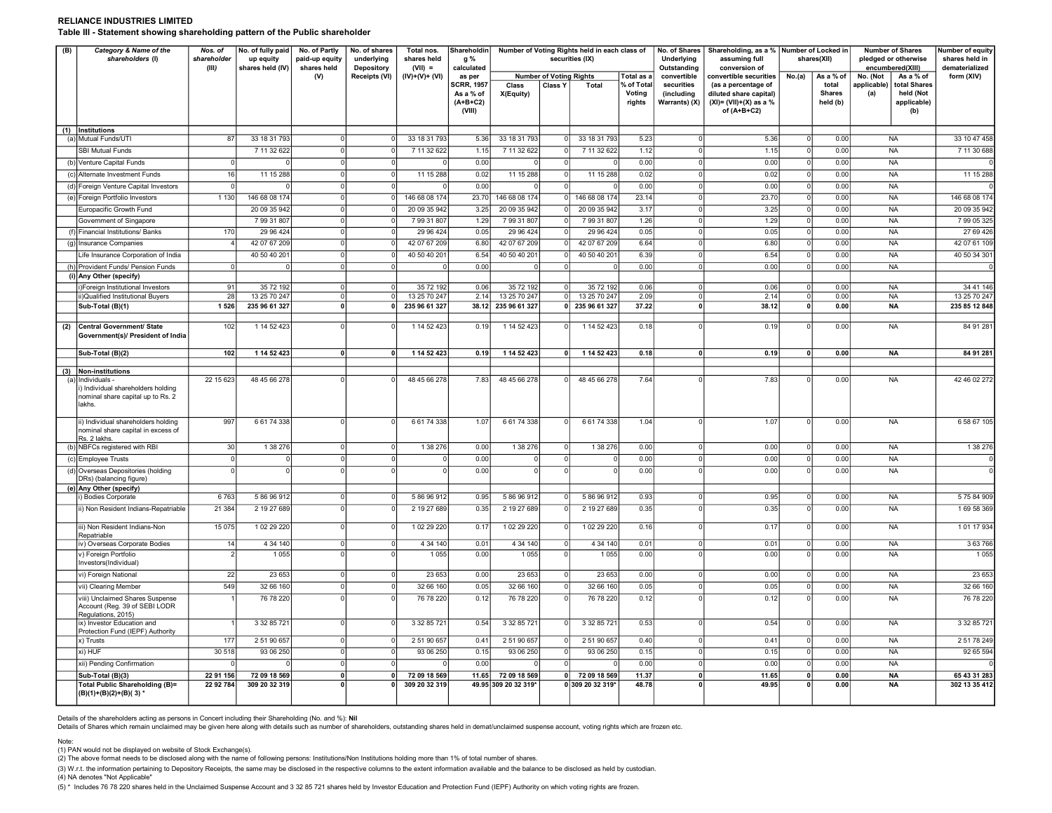**RELIANCE INDUSTRIES LIMITED**

**Table III - Statement showing shareholding pattern of the Public shareholder**

| (B) | Category & Name of the shareholders (I) | Nos. of shareholder (III) | No. of fully paid up equity shares held (IV) | No. of Partly paid-up equity shares held (V) | No. of shares underlying Depository Receipts (VI) | Total nos. shares held (VII) = (IV)+(V)+ (VI) | Shareholding % calculated as per SCRR, 1957 As a % of (A+B+C2) (VIII) | Number of Voting Rights held in each class of securities (IX) | | | | No. of Shares Underlying Outstanding convertible securities (including Warrants) (X) | Shareholding, as a % assuming full conversion of convertible securities (as a percentage of diluted share capital) (XI)= (VII)+(X) as a % of (A+B+C2) | Number of Locked in shares(XII) | | Number of Shares pledged or otherwise encumbered(XIII) | | Number of equity shares held in dematerialized form (XIV) |
|---|---|---|---|---|---|---|---|---|---|---|---|---|---|---|---|---|---|---|
| | | | | | | | | Number of Voting Rights | | | Total as a % of Total Voting rights | | | No.(a) | As a % of total Shares held (b) | No. (Not applicable) (a) | As a % of total Shares held (Not applicable) (b) | |
| | | | | | | | | Class X(Equity) | Class Y | Total | | | | | | | | |
| (1) | **Institutions** | | | | | | | | | | | | | | | | | |
| (a) | Mutual Funds/UTI | 87 | 33 18 31 793 | 0 | 0 | 33 18 31 793 | 5.36 | 33 18 31 793 | 0 | 33 18 31 793 | 5.23 | 0 | 5.36 | 0 | 0.00 | NA | | 33 10 47 458 |
| | SBI Mutual Funds | | 7 11 32 622 | 0 | 0 | 7 11 32 622 | 1.15 | 7 11 32 622 | 0 | 7 11 32 622 | 1.12 | 0 | 1.15 | 0 | 0.00 | NA | | 7 11 30 688 |
| (b) | Venture Capital Funds | 0 | 0 | 0 | 0 | 0 | 0.00 | 0 | 0 | 0 | 0.00 | 0 | 0.00 | 0 | 0.00 | NA | | 0 |
| (c) | Alternate Investment Funds | 16 | 11 15 288 | 0 | 0 | 11 15 288 | 0.02 | 11 15 288 | 0 | 11 15 288 | 0.02 | 0 | 0.02 | 0 | 0.00 | NA | | 11 15 288 |
| (d) | Foreign Venture Capital Investors | 0 | 0 | 0 | 0 | 0 | 0.00 | 0 | 0 | 0 | 0.00 | 0 | 0.00 | 0 | 0.00 | NA | | 0 |
| (e) | Foreign Portfolio Investors | 1 130 | 146 68 08 174 | 0 | 0 | 146 68 08 174 | 23.70 | 146 68 08 174 | 0 | 146 68 08 174 | 23.14 | 0 | 23.70 | 0 | 0.00 | NA | | 146 68 08 174 |
| | Europacific Growth Fund | | 20 09 35 942 | 0 | 0 | 20 09 35 942 | 3.25 | 20 09 35 942 | 0 | 20 09 35 942 | 3.17 | 0 | 3.25 | 0 | 0.00 | NA | | 20 09 35 942 |
| | Government of Singapore | | 7 99 31 807 | 0 | 0 | 7 99 31 807 | 1.29 | 7 99 31 807 | 0 | 7 99 31 807 | 1.26 | 0 | 1.29 | 0 | 0.00 | NA | | 7 99 05 325 |
| (f) | Financial Institutions/ Banks | 170 | 29 96 424 | 0 | 0 | 29 96 424 | 0.05 | 29 96 424 | 0 | 29 96 424 | 0.05 | 0 | 0.05 | 0 | 0.00 | NA | | 27 69 426 |
| (g) | Insurance Companies | 4 | 42 07 67 209 | 0 | 0 | 42 07 67 209 | 6.80 | 42 07 67 209 | 0 | 42 07 67 209 | 6.64 | 0 | 6.80 | 0 | 0.00 | NA | | 42 07 61 109 |
| | Life Insurance Corporation of India | | 40 50 40 201 | 0 | 0 | 40 50 40 201 | 6.54 | 40 50 40 201 | 0 | 40 50 40 201 | 6.39 | 0 | 6.54 | 0 | 0.00 | NA | | 40 50 34 301 |
| (h) | Provident Funds/ Pension Funds | 0 | 0 | 0 | 0 | 0 | 0.00 | 0 | 0 | 0 | 0.00 | 0 | 0.00 | 0 | 0.00 | NA | | 0 |
| (i) | **Any Other (specify)** | | | | | | | | | | | | | | | | | |
| | i)Foreign Institutional Investors | 91 | 35 72 192 | 0 | 0 | 35 72 192 | 0.06 | 35 72 192 | 0 | 35 72 192 | 0.06 | 0 | 0.06 | 0 | 0.00 | NA | | 34 41 146 |
| | ii)Qualified Institutional Buyers | 28 | 13 25 70 247 | 0 | 0 | 13 25 70 247 | 2.14 | 13 25 70 247 | 0 | 13 25 70 247 | 2.09 | 0 | 2.14 | 0 | 0.00 | NA | | 13 25 70 247 |
| | **Sub-Total (B)(1)** | **1 526** | **235 96 61 327** | **0** | **0** | **235 96 61 327** | **38.12** | **235 96 61 327** | **0** | **235 96 61 327** | **37.22** | **0** | **38.12** | **0** | **0.00** | **NA** | | **235 85 12 848** |
| (2) | **Central Government/ State Government(s)/ President of India** | 102 | 1 14 52 423 | 0 | 0 | 1 14 52 423 | 0.19 | 1 14 52 423 | 0 | 1 14 52 423 | 0.18 | 0 | 0.19 | 0 | 0.00 | NA | | 84 91 281 |
| | **Sub-Total (B)(2)** | **102** | **1 14 52 423** | **0** | **0** | **1 14 52 423** | **0.19** | **1 14 52 423** | **0** | **1 14 52 423** | **0.18** | **0** | **0.19** | **0** | **0.00** | **NA** | | **84 91 281** |
| (3) | **Non-institutions** | | | | | | | | | | | | | | | | | |
| (a) | Individuals - i) Individual shareholders holding nominal share capital up to Rs. 2 lakhs. | 22 15 623 | 48 45 66 278 | 0 | 0 | 48 45 66 278 | 7.83 | 48 45 66 278 | 0 | 48 45 66 278 | 7.64 | 0 | 7.83 | 0 | 0.00 | NA | | 42 46 02 272 |
| | ii) Individual shareholders holding nominal share capital in excess of Rs. 2 lakhs. | 997 | 6 61 74 338 | 0 | 0 | 6 61 74 338 | 1.07 | 6 61 74 338 | 0 | 6 61 74 338 | 1.04 | 0 | 1.07 | 0 | 0.00 | NA | | 6 58 67 105 |
| (b) | NBFCs registered with RBI | 30 | 1 38 276 | 0 | 0 | 1 38 276 | 0.00 | 1 38 276 | 0 | 1 38 276 | 0.00 | 0 | 0.00 | 0 | 0.00 | NA | | 1 38 276 |
| (c) | Employee Trusts | 0 | 0 | 0 | 0 | 0 | 0.00 | 0 | 0 | 0 | 0.00 | 0 | 0.00 | 0 | 0.00 | NA | | 0 |
| (d) | Overseas Depositories (holding DRs) (balancing figure) | 0 | 0 | 0 | 0 | 0 | 0.00 | 0 | 0 | 0 | 0.00 | 0 | 0.00 | 0 | 0.00 | NA | | 0 |
| (e) | **Any Other (specify)** | | | | | | | | | | | | | | | | | |
| | i) Bodies Corporate | 6 763 | 5 86 96 912 | 0 | 0 | 5 86 96 912 | 0.95 | 5 86 96 912 | 0 | 5 86 96 912 | 0.93 | 0 | 0.95 | 0 | 0.00 | NA | | 5 75 84 909 |
| | ii) Non Resident Indians-Repatriable | 21 384 | 2 19 27 689 | 0 | 0 | 2 19 27 689 | 0.35 | 2 19 27 689 | 0 | 2 19 27 689 | 0.35 | 0 | 0.35 | 0 | 0.00 | NA | | 1 69 58 369 |
| | iii) Non Resident Indians-Non Repatriable | 15 075 | 1 02 29 220 | 0 | 0 | 1 02 29 220 | 0.17 | 1 02 29 220 | 0 | 1 02 29 220 | 0.16 | 0 | 0.17 | 0 | 0.00 | NA | | 1 01 17 934 |
| | iv) Overseas Corporate Bodies | 14 | 4 34 140 | 0 | 0 | 4 34 140 | 0.01 | 4 34 140 | 0 | 4 34 140 | 0.01 | 0 | 0.01 | 0 | 0.00 | NA | | 3 63 766 |
| | v) Foreign Portfolio Investors(Individual) | 2 | 1 055 | 0 | 0 | 1 055 | 0.00 | 1 055 | 0 | 1 055 | 0.00 | 0 | 0.00 | 0 | 0.00 | NA | | 1 055 |
| | vi) Foreign National | 22 | 23 653 | 0 | 0 | 23 653 | 0.00 | 23 653 | 0 | 23 653 | 0.00 | 0 | 0.00 | 0 | 0.00 | NA | | 23 653 |
| | vii) Clearing Member | 549 | 32 66 160 | 0 | 0 | 32 66 160 | 0.05 | 32 66 160 | 0 | 32 66 160 | 0.05 | 0 | 0.05 | 0 | 0.00 | NA | | 32 66 160 |
| | viii) Unclaimed Shares Suspense Account (Reg. 39 of SEBI LODR Regulations, 2015) | 1 | 76 78 220 | 0 | 0 | 76 78 220 | 0.12 | 76 78 220 | 0 | 76 78 220 | 0.12 | 0 | 0.12 | 0 | 0.00 | NA | | 76 78 220 |
| | ix) Investor Education and Protection Fund (IEPF) Authority | 1 | 3 32 85 721 | 0 | 0 | 3 32 85 721 | 0.54 | 3 32 85 721 | 0 | 3 32 85 721 | 0.53 | 0 | 0.54 | 0 | 0.00 | NA | | 3 32 85 721 |
| | x) Trusts | 177 | 2 51 90 657 | 0 | 0 | 2 51 90 657 | 0.41 | 2 51 90 657 | 0 | 2 51 90 657 | 0.40 | 0 | 0.41 | 0 | 0.00 | NA | | 2 51 78 249 |
| | xi) HUF | 30 518 | 93 06 250 | 0 | 0 | 93 06 250 | 0.15 | 93 06 250 | 0 | 93 06 250 | 0.15 | 0 | 0.15 | 0 | 0.00 | NA | | 92 65 594 |
| | xii) Pending Confirmation | 0 | 0 | 0 | 0 | 0 | 0.00 | 0 | 0 | 0 | 0.00 | 0 | 0.00 | 0 | 0.00 | NA | | 0 |
| | **Sub-Total (B)(3)** | **22 91 156** | **72 09 18 569** | **0** | **0** | **72 09 18 569** | **11.65** | **72 09 18 569** | **0** | **72 09 18 569** | **11.37** | **0** | **11.65** | **0** | **0.00** | **NA** | | **65 43 31 283** |
| | **Total Public Shareholding (B)= (B)(1)+(B)(2)+(B)( 3) \*** | **22 92 784** | **309 20 32 319** | **0** | **0** | **309 20 32 319** | **49.95** | **309 20 32 319\*** | **0** | **309 20 32 319\*** | **48.78** | **0** | **49.95** | **0** | **0.00** | **NA** | | **302 13 35 412** |

Details of the shareholders acting as persons in Concert including their Shareholding (No. and %): **Nil**

Details of Shares which remain unclaimed may be given here along with details such as number of shareholders, outstanding shares held in demat/unclaimed suspense account, voting rights which are frozen etc.

Note:

(1) PAN would not be displayed on website of Stock Exchange(s).

(2) The above format needs to be disclosed along with the name of following persons: Institutions/Non Institutions holding more than 1% of total number of shares.

(3) W.r.t. the information pertaining to Depository Receipts, the same may be disclosed in the respective columns to the extent information available and the balance to be disclosed as held by custodian.

(4) NA denotes "Not Applicable"

(5) * Includes 76 78 220 shares held in the Unclaimed Suspense Account and 3 32 85 721 shares held by Investor Education and Protection Fund (IEPF) Authority on which voting rights are frozen.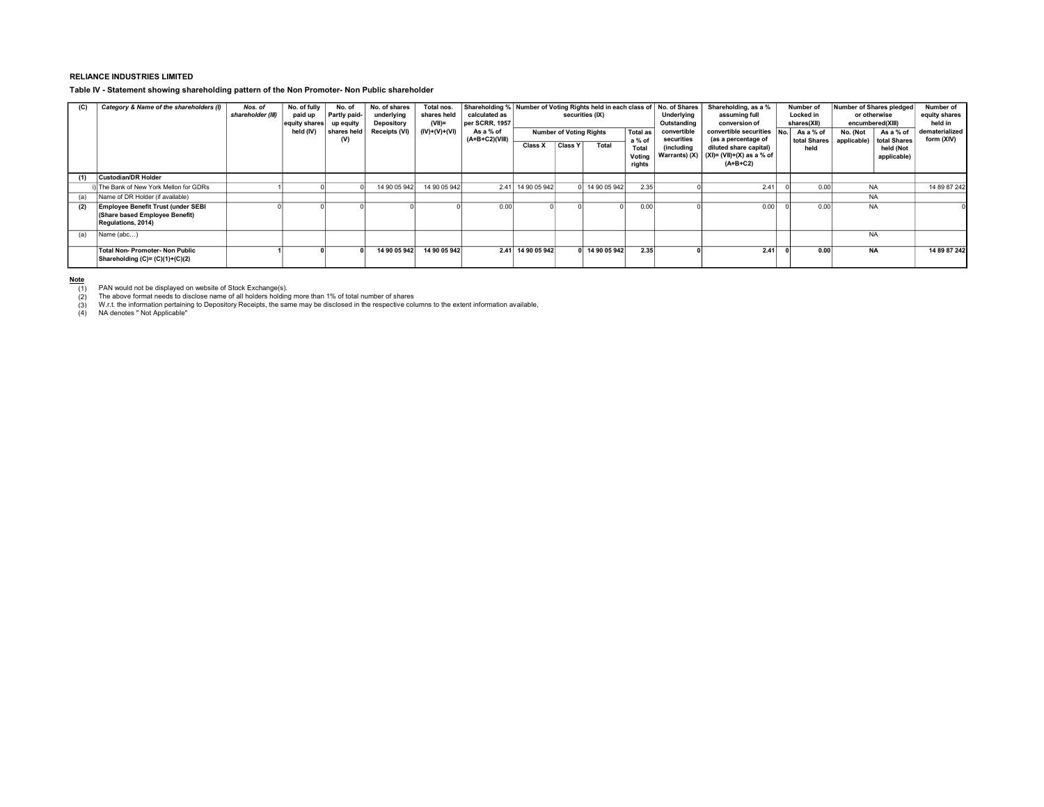**RELIANCE INDUSTRIES LIMITED**

**Table IV - Statement showing shareholding pattern of the Non Promoter- Non Public shareholder**

| (C) | Category & Name of the shareholders (I) | Nos. of shareholder (III) | No. of fully paid up equity shares held (IV) | No. of Partly paid-up equity shares held (V) | No. of shares underlying Depository Receipts (VI) | Total nos. shares held (VII)= (IV)+(V)+(VI) | Shareholding % calculated as per SCRR, 1957 As a % of (A+B+C2)(VIII) | Number of Voting Rights held in each class of securities (IX) | | | | No. of Shares Underlying Outstanding convertible securities (including Warrants) (X) | Shareholding, as a % assuming full conversion of convertible securities (as a percentage of diluted share capital) (XI)= (VII)+(X) as a % of (A+B+C2) | Number of Locked in shares(XII) | | Number of Shares pledged or otherwise encumbered(XIII) | | Number of equity shares held in dematerialized form (XIV) |
|---|---|---|---|---|---|---|---|---|---|---|---|---|---|---|---|---|---|---|
| | | | | | | | | Number of Voting Rights | | | Total as a % of Total Voting rights | | | No. | As a % of total Shares held | No. (Not applicable) | As a % of total Shares held (Not applicable) | |
| | | | | | | | | Class X | Class Y | Total | | | | | | | | |
| (1) | **Custodian/DR Holder** | | | | | | | | | | | | | | | | | |
| i) | The Bank of New York Mellon for GDRs | 1 | 0 | 0 | 14 90 05 942 | 14 90 05 942 | 2.41 | 14 90 05 942 | 0 | 14 90 05 942 | 2.35 | 0 | 2.41 | 0 | 0.00 | NA | | 14 89 87 242 |
| (a) | Name of DR Holder (if available) | | | | | | | | | | | | | | | NA | | |
| (2) | **Employee Benefit Trust (under SEBI (Share based Employee Benefit) Regulations, 2014)** | 0 | 0 | 0 | 0 | 0 | 0.00 | 0 | 0 | 0 | 0.00 | 0 | 0.00 | 0 | 0.00 | NA | | 0 |
| (a) | Name (abc…) | | | | | | | | | | | | | | | NA | | |
| | **Total Non- Promoter- Non Public Shareholding (C)= (C)(1)+(C)(2)** | **1** | **0** | **0** | **14 90 05 942** | **14 90 05 942** | **2.41** | **14 90 05 942** | **0** | **14 90 05 942** | **2.35** | **0** | **2.41** | **0** | **0.00** | **NA** | | **14 89 87 242** |

**Note**

(1) PAN would not be displayed on website of Stock Exchange(s).

(2) The above format needs to disclose name of all holders holding more than 1% of total number of shares

(3) W.r.t. the information pertaining to Depository Receipts, the same may be disclosed in the respective columns to the extent information available,

(4) NA denotes " Not Applicable"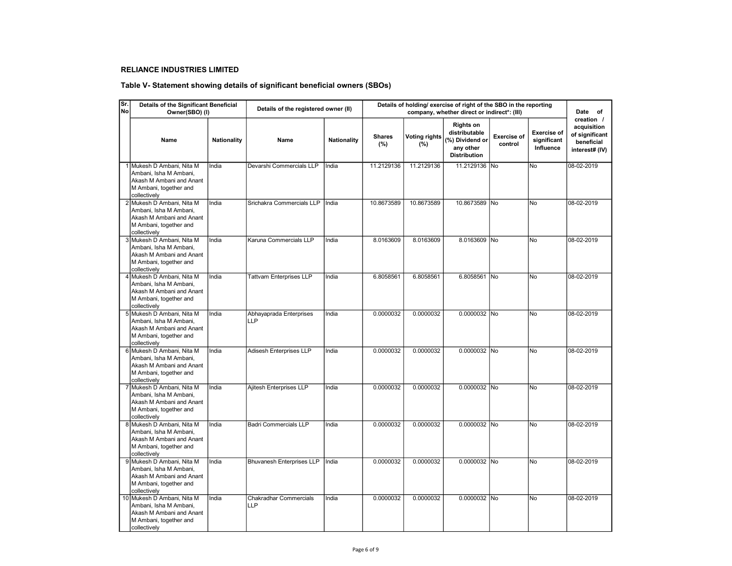**RELIANCE INDUSTRIES LIMITED**

**Table V- Statement showing details of significant beneficial owners (SBOs)**

| Sr. No | Details of the Significant Beneficial Owner(SBO) (I) | | Details of the registered owner (II) | | Details of holding/ exercise of right of the SBO in the reporting company, whether direct or indirect*: (III) | | | | | Date of creation / acquisition of significant beneficial interest# (IV) |
|---|---|---|---|---|---|---|---|---|---|---|
| | Name | Nationality | Name | Nationality | Shares (%) | Voting rights (%) | Rights on distributable (%) Dividend or any other Distribution | Exercise of control | Exercise of significant Influence | |
| 1 | Mukesh D Ambani, Nita M Ambani, Isha M Ambani, Akash M Ambani and Anant M Ambani, together and collectively | India | Devarshi Commercials LLP | India | 11.2129136 | 11.2129136 | 11.2129136 | No | No | 08-02-2019 |
| 2 | Mukesh D Ambani, Nita M Ambani, Isha M Ambani, Akash M Ambani and Anant M Ambani, together and collectively | India | Srichakra Commercials LLP | India | 10.8673589 | 10.8673589 | 10.8673589 | No | No | 08-02-2019 |
| 3 | Mukesh D Ambani, Nita M Ambani, Isha M Ambani, Akash M Ambani and Anant M Ambani, together and collectively | India | Karuna Commercials LLP | India | 8.0163609 | 8.0163609 | 8.0163609 | No | No | 08-02-2019 |
| 4 | Mukesh D Ambani, Nita M Ambani, Isha M Ambani, Akash M Ambani and Anant M Ambani, together and collectively | India | Tattvam Enterprises LLP | India | 6.8058561 | 6.8058561 | 6.8058561 | No | No | 08-02-2019 |
| 5 | Mukesh D Ambani, Nita M Ambani, Isha M Ambani, Akash M Ambani and Anant M Ambani, together and collectively | India | Abhayaprada Enterprises LLP | India | 0.0000032 | 0.0000032 | 0.0000032 | No | No | 08-02-2019 |
| 6 | Mukesh D Ambani, Nita M Ambani, Isha M Ambani, Akash M Ambani and Anant M Ambani, together and collectively | India | Adisesh Enterprises LLP | India | 0.0000032 | 0.0000032 | 0.0000032 | No | No | 08-02-2019 |
| 7 | Mukesh D Ambani, Nita M Ambani, Isha M Ambani, Akash M Ambani and Anant M Ambani, together and collectively | India | Ajitesh Enterprises LLP | India | 0.0000032 | 0.0000032 | 0.0000032 | No | No | 08-02-2019 |
| 8 | Mukesh D Ambani, Nita M Ambani, Isha M Ambani, Akash M Ambani and Anant M Ambani, together and collectively | India | Badri Commercials LLP | India | 0.0000032 | 0.0000032 | 0.0000032 | No | No | 08-02-2019 |
| 9 | Mukesh D Ambani, Nita M Ambani, Isha M Ambani, Akash M Ambani and Anant M Ambani, together and collectively | India | Bhuvanesh Enterprises LLP | India | 0.0000032 | 0.0000032 | 0.0000032 | No | No | 08-02-2019 |
| 10 | Mukesh D Ambani, Nita M Ambani, Isha M Ambani, Akash M Ambani and Anant M Ambani, together and collectively | India | Chakradhar Commercials LLP | India | 0.0000032 | 0.0000032 | 0.0000032 | No | No | 08-02-2019 |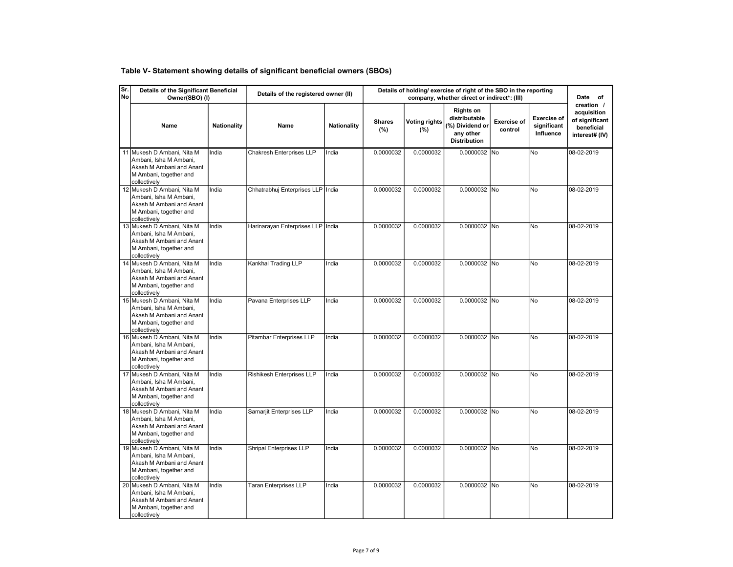## Table V- Statement showing details of significant beneficial owners (SBOs)

| Sr. No | Details of the Significant Beneficial Owner(SBO) (I) | | Details of the registered owner (II) | | Details of holding/ exercise of right of the SBO in the reporting company, whether direct or indirect*: (III) | | | | | Date of creation / acquisition of significant beneficial interest# (IV) |
|---|---|---|---|---|---|---|---|---|---|---|
| | Name | Nationality | Name | Nationality | Shares (%) | Voting rights (%) | Rights on distributable (%) Dividend or any other Distribution | Exercise of control | Exercise of significant Influence | |
| 11 | Mukesh D Ambani, Nita M Ambani, Isha M Ambani, Akash M Ambani and Anant M Ambani, together and collectively | India | Chakresh Enterprises LLP | India | 0.0000032 | 0.0000032 | 0.0000032 | No | No | 08-02-2019 |
| 12 | Mukesh D Ambani, Nita M Ambani, Isha M Ambani, Akash M Ambani and Anant M Ambani, together and collectively | India | Chhatrabhuj Enterprises LLP | India | 0.0000032 | 0.0000032 | 0.0000032 | No | No | 08-02-2019 |
| 13 | Mukesh D Ambani, Nita M Ambani, Isha M Ambani, Akash M Ambani and Anant M Ambani, together and collectively | India | Harinarayan Enterprises LLP | India | 0.0000032 | 0.0000032 | 0.0000032 | No | No | 08-02-2019 |
| 14 | Mukesh D Ambani, Nita M Ambani, Isha M Ambani, Akash M Ambani and Anant M Ambani, together and collectively | India | Kankhal Trading LLP | India | 0.0000032 | 0.0000032 | 0.0000032 | No | No | 08-02-2019 |
| 15 | Mukesh D Ambani, Nita M Ambani, Isha M Ambani, Akash M Ambani and Anant M Ambani, together and collectively | India | Pavana Enterprises LLP | India | 0.0000032 | 0.0000032 | 0.0000032 | No | No | 08-02-2019 |
| 16 | Mukesh D Ambani, Nita M Ambani, Isha M Ambani, Akash M Ambani and Anant M Ambani, together and collectively | India | Pitambar Enterprises LLP | India | 0.0000032 | 0.0000032 | 0.0000032 | No | No | 08-02-2019 |
| 17 | Mukesh D Ambani, Nita M Ambani, Isha M Ambani, Akash M Ambani and Anant M Ambani, together and collectively | India | Rishikesh Enterprises LLP | India | 0.0000032 | 0.0000032 | 0.0000032 | No | No | 08-02-2019 |
| 18 | Mukesh D Ambani, Nita M Ambani, Isha M Ambani, Akash M Ambani and Anant M Ambani, together and collectively | India | Samarjit Enterprises LLP | India | 0.0000032 | 0.0000032 | 0.0000032 | No | No | 08-02-2019 |
| 19 | Mukesh D Ambani, Nita M Ambani, Isha M Ambani, Akash M Ambani and Anant M Ambani, together and collectively | India | Shripal Enterprises LLP | India | 0.0000032 | 0.0000032 | 0.0000032 | No | No | 08-02-2019 |
| 20 | Mukesh D Ambani, Nita M Ambani, Isha M Ambani, Akash M Ambani and Anant M Ambani, together and collectively | India | Taran Enterprises LLP | India | 0.0000032 | 0.0000032 | 0.0000032 | No | No | 08-02-2019 |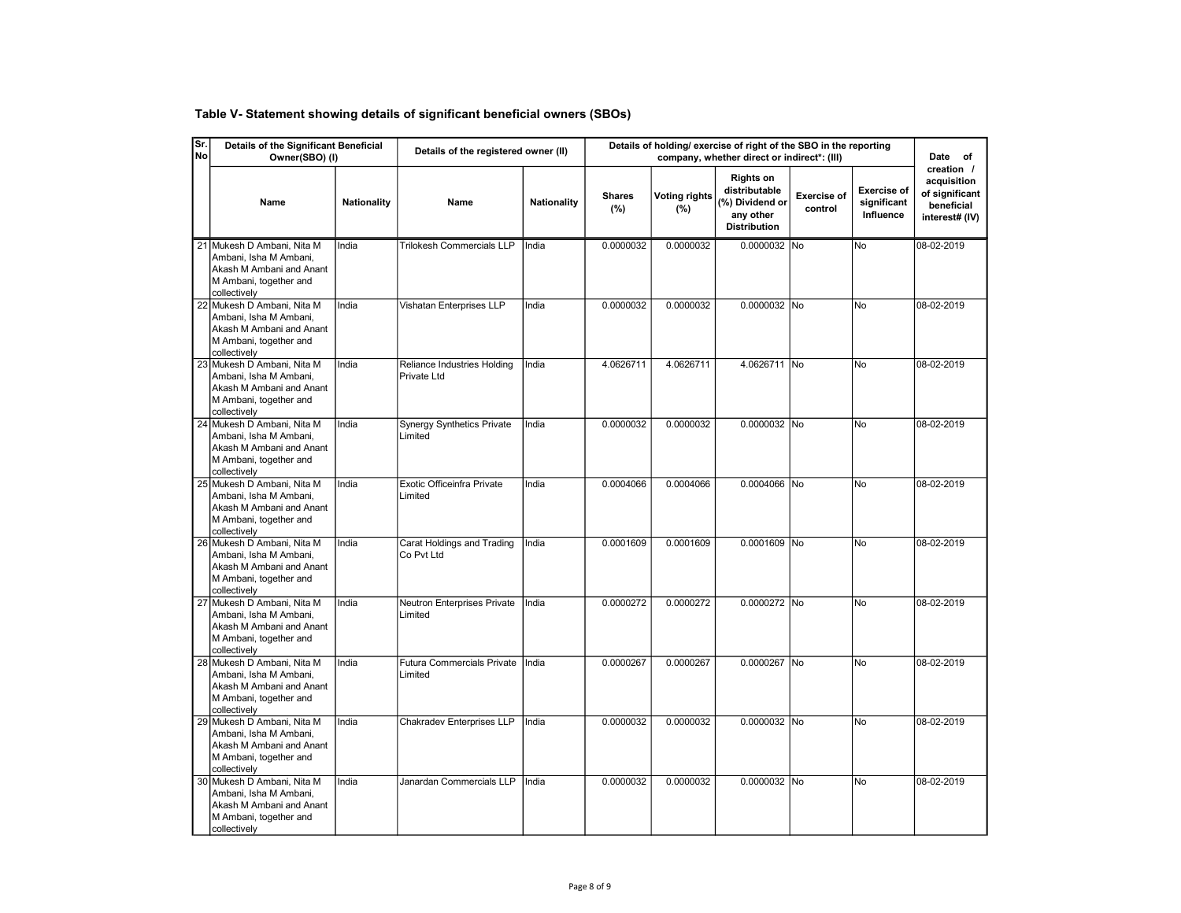## Table V- Statement showing details of significant beneficial owners (SBOs)

| Sr. No | Details of the Significant Beneficial Owner(SBO) (I) | | Details of the registered owner (II) | | Details of holding/ exercise of right of the SBO in the reporting company, whether direct or indirect*: (III) | | | | | Date of creation / acquisition of significant beneficial interest# (IV) |
|---|---|---|---|---|---|---|---|---|---|---|
| | Name | Nationality | Name | Nationality | Shares (%) | Voting rights (%) | Rights on distributable (%) Dividend or any other Distribution | Exercise of control | Exercise of significant Influence | |
| 21 | Mukesh D Ambani, Nita M Ambani, Isha M Ambani, Akash M Ambani and Anant M Ambani, together and collectively | India | Trilokesh Commercials LLP | India | 0.0000032 | 0.0000032 | 0.0000032 | No | No | 08-02-2019 |
| 22 | Mukesh D Ambani, Nita M Ambani, Isha M Ambani, Akash M Ambani and Anant M Ambani, together and collectively | India | Vishatan Enterprises LLP | India | 0.0000032 | 0.0000032 | 0.0000032 | No | No | 08-02-2019 |
| 23 | Mukesh D Ambani, Nita M Ambani, Isha M Ambani, Akash M Ambani and Anant M Ambani, together and collectively | India | Reliance Industries Holding Private Ltd | India | 4.0626711 | 4.0626711 | 4.0626711 | No | No | 08-02-2019 |
| 24 | Mukesh D Ambani, Nita M Ambani, Isha M Ambani, Akash M Ambani and Anant M Ambani, together and collectively | India | Synergy Synthetics Private Limited | India | 0.0000032 | 0.0000032 | 0.0000032 | No | No | 08-02-2019 |
| 25 | Mukesh D Ambani, Nita M Ambani, Isha M Ambani, Akash M Ambani and Anant M Ambani, together and collectively | India | Exotic Officeinfra Private Limited | India | 0.0004066 | 0.0004066 | 0.0004066 | No | No | 08-02-2019 |
| 26 | Mukesh D Ambani, Nita M Ambani, Isha M Ambani, Akash M Ambani and Anant M Ambani, together and collectively | India | Carat Holdings and Trading Co Pvt Ltd | India | 0.0001609 | 0.0001609 | 0.0001609 | No | No | 08-02-2019 |
| 27 | Mukesh D Ambani, Nita M Ambani, Isha M Ambani, Akash M Ambani and Anant M Ambani, together and collectively | India | Neutron Enterprises Private Limited | India | 0.0000272 | 0.0000272 | 0.0000272 | No | No | 08-02-2019 |
| 28 | Mukesh D Ambani, Nita M Ambani, Isha M Ambani, Akash M Ambani and Anant M Ambani, together and collectively | India | Futura Commercials Private Limited | India | 0.0000267 | 0.0000267 | 0.0000267 | No | No | 08-02-2019 |
| 29 | Mukesh D Ambani, Nita M Ambani, Isha M Ambani, Akash M Ambani and Anant M Ambani, together and collectively | India | Chakradev Enterprises LLP | India | 0.0000032 | 0.0000032 | 0.0000032 | No | No | 08-02-2019 |
| 30 | Mukesh D Ambani, Nita M Ambani, Isha M Ambani, Akash M Ambani and Anant M Ambani, together and collectively | India | Janardan Commercials LLP | India | 0.0000032 | 0.0000032 | 0.0000032 | No | No | 08-02-2019 |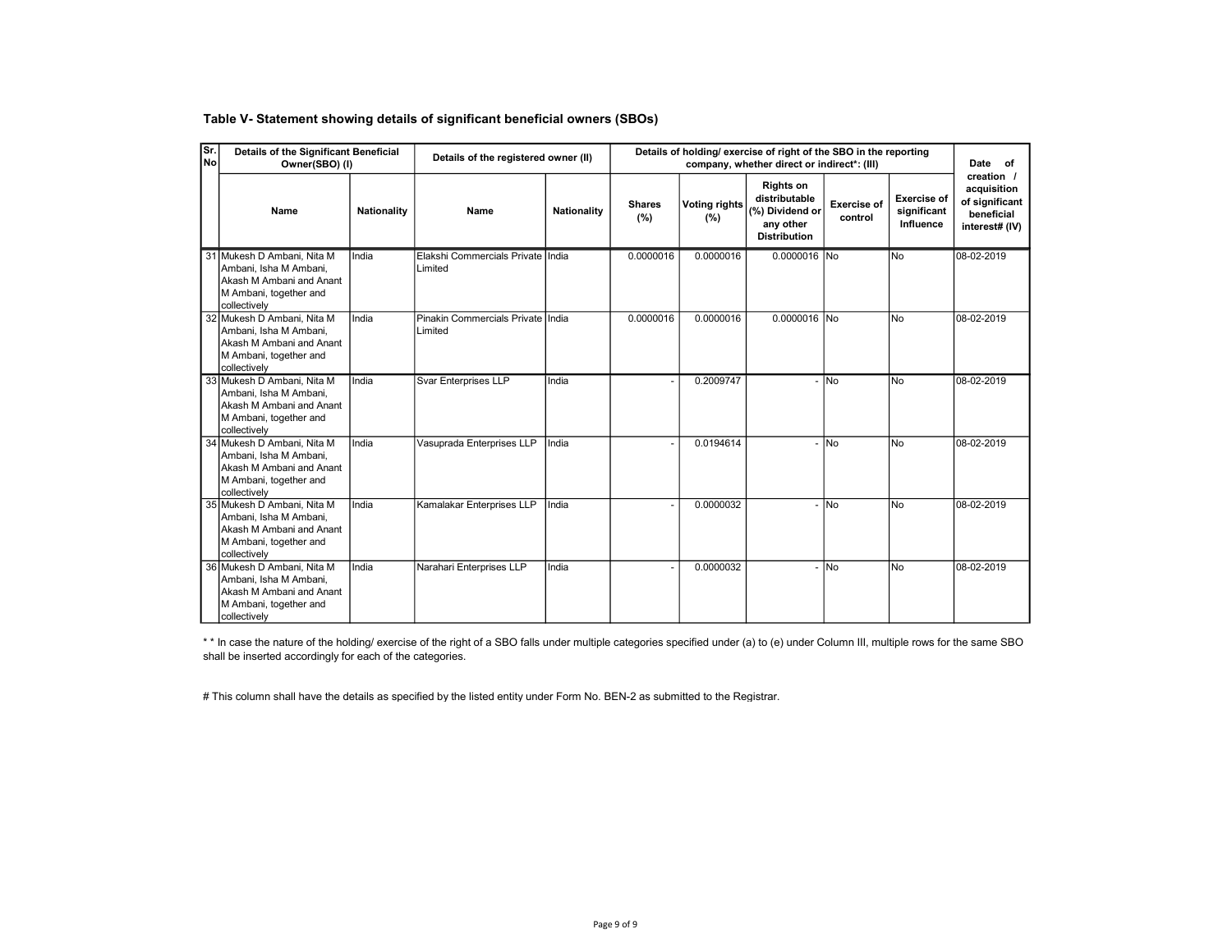### Table V- Statement showing details of significant beneficial owners (SBOs)

| Sr. No | Details of the Significant Beneficial Owner(SBO) (I) | | Details of the registered owner (II) | | Details of holding/ exercise of right of the SBO in the reporting company, whether direct or indirect*: (III) | | | | | Date of creation / acquisition of significant beneficial interest# (IV) |
|---|---|---|---|---|---|---|---|---|---|---|
| | Name | Nationality | Name | Nationality | Shares (%) | Voting rights (%) | Rights on distributable (%) Dividend or any other Distribution | Exercise of control | Exercise of significant Influence | |
| 31 | Mukesh D Ambani, Nita M Ambani, Isha M Ambani, Akash M Ambani and Anant M Ambani, together and collectively | India | Elakshi Commercials Private Limited | India | 0.0000016 | 0.0000016 | 0.0000016 | No | No | 08-02-2019 |
| 32 | Mukesh D Ambani, Nita M Ambani, Isha M Ambani, Akash M Ambani and Anant M Ambani, together and collectively | India | Pinakin Commercials Private Limited | India | 0.0000016 | 0.0000016 | 0.0000016 | No | No | 08-02-2019 |
| 33 | Mukesh D Ambani, Nita M Ambani, Isha M Ambani, Akash M Ambani and Anant M Ambani, together and collectively | India | Svar Enterprises LLP | India | - | 0.2009747 | - | No | No | 08-02-2019 |
| 34 | Mukesh D Ambani, Nita M Ambani, Isha M Ambani, Akash M Ambani and Anant M Ambani, together and collectively | India | Vasuprada Enterprises LLP | India | - | 0.0194614 | - | No | No | 08-02-2019 |
| 35 | Mukesh D Ambani, Nita M Ambani, Isha M Ambani, Akash M Ambani and Anant M Ambani, together and collectively | India | Kamalakar Enterprises LLP | India | - | 0.0000032 | - | No | No | 08-02-2019 |
| 36 | Mukesh D Ambani, Nita M Ambani, Isha M Ambani, Akash M Ambani and Anant M Ambani, together and collectively | India | Narahari Enterprises LLP | India | - | 0.0000032 | - | No | No | 08-02-2019 |

* * In case the nature of the holding/ exercise of the right of a SBO falls under multiple categories specified under (a) to (e) under Column III, multiple rows for the same SBO shall be inserted accordingly for each of the categories.

# This column shall have the details as specified by the listed entity under Form No. BEN-2 as submitted to the Registrar.